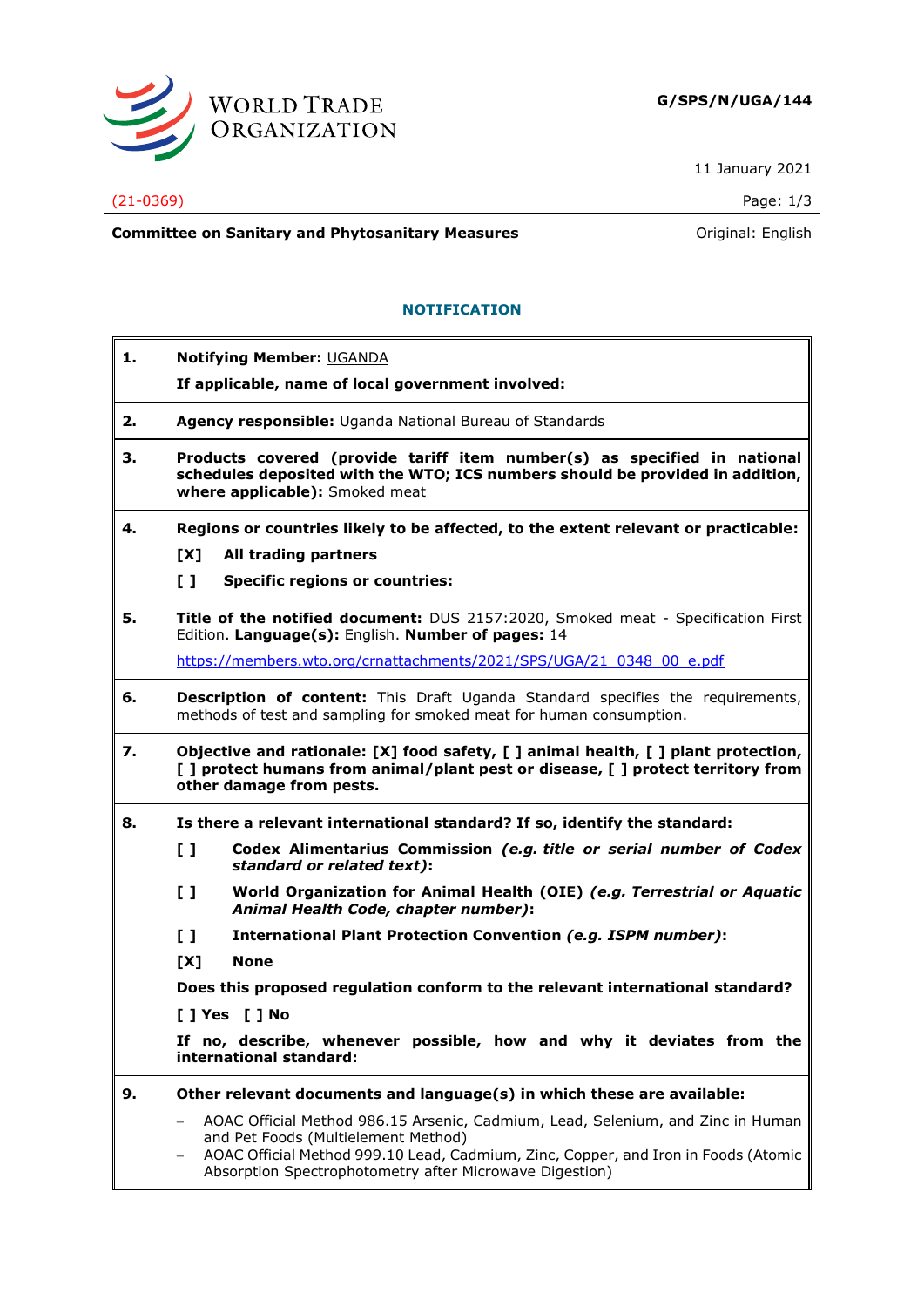**G/SPS/N/UGA/144**

11 January 2021

(21-0369)

**Committee on Sanitary and Phytosanitary Measures**

Original: English

## NOTIFICATION

**1. Notifying Member:** UGANDA

**If applicable, name of local government involved:**

**2. Agency responsible:** Uganda National Bureau of Standards

**3. Products covered (provide tariff item number(s) as specified in national schedules deposited with the WTO; ICS numbers should be provided in addition, where applicable):** Smoked meat

**4. Regions or countries likely to be affected, to the extent relevant or practicable:**

**[X] All trading partners**

**[ ] Specific regions or countries:**

**5. Title of the notified document:** DUS 2157:2020, Smoked meat - Specification First Edition. **Language(s):** English. **Number of pages:** 14

https://members.wto.org/crnattachments/2021/SPS/UGA/21_0348_00_e.pdf

**6. Description of content:** This Draft Uganda Standard specifies the requirements, methods of test and sampling for smoked meat for human consumption.

**7. Objective and rationale: [X] food safety, [ ] animal health, [ ] plant protection, [ ] protect humans from animal/plant pest or disease, [ ] protect territory from other damage from pests.**

**8. Is there a relevant international standard? If so, identify the standard:**

**[ ] Codex Alimentarius Commission** ***(e.g. title or serial number of Codex standard or related text)*****:**

**[ ] World Organization for Animal Health (OIE)** ***(e.g. Terrestrial or Aquatic Animal Health Code, chapter number)*****:**

**[ ] International Plant Protection Convention** ***(e.g. ISPM number)*****:**

**[X] None**

**Does this proposed regulation conform to the relevant international standard?**

**[ ] Yes [ ] No**

**If no, describe, whenever possible, how and why it deviates from the international standard:**

**9. Other relevant documents and language(s) in which these are available:**

- AOAC Official Method 986.15 Arsenic, Cadmium, Lead, Selenium, and Zinc in Human and Pet Foods (Multielement Method)
- AOAC Official Method 999.10 Lead, Cadmium, Zinc, Copper, and Iron in Foods (Atomic Absorption Spectrophotometry after Microwave Digestion)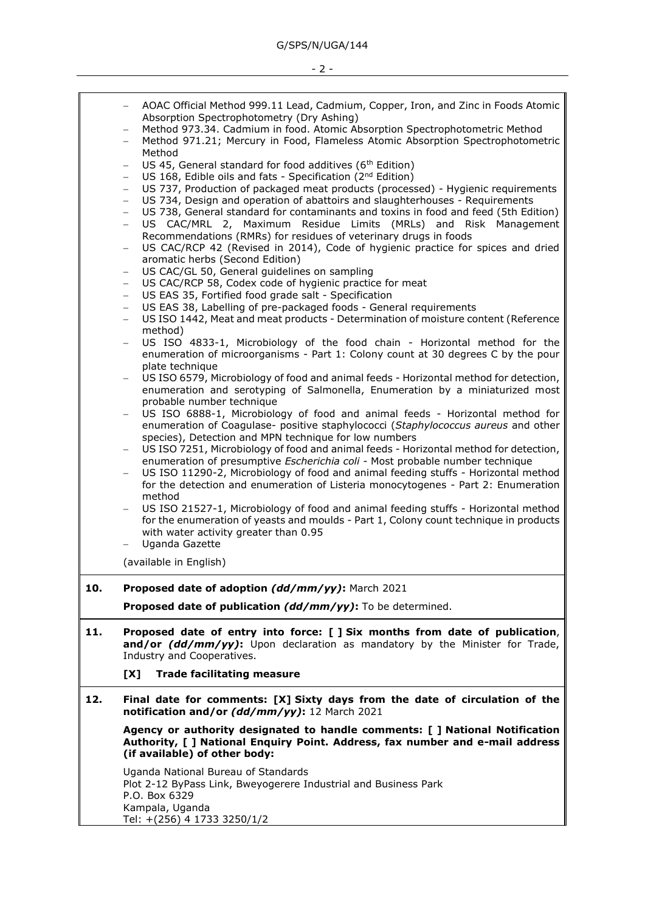- AOAC Official Method 999.11 Lead, Cadmium, Copper, Iron, and Zinc in Foods Atomic Absorption Spectrophotometry (Dry Ashing)
- Method 973.34. Cadmium in food. Atomic Absorption Spectrophotometric Method
- Method 971.21; Mercury in Food, Flameless Atomic Absorption Spectrophotometric Method
- US 45, General standard for food additives (6th Edition)
- US 168, Edible oils and fats - Specification (2nd Edition)
- US 737, Production of packaged meat products (processed) - Hygienic requirements
- US 734, Design and operation of abattoirs and slaughterhouses - Requirements
- US 738, General standard for contaminants and toxins in food and feed (5th Edition)
- US CAC/MRL 2, Maximum Residue Limits (MRLs) and Risk Management Recommendations (RMRs) for residues of veterinary drugs in foods
- US CAC/RCP 42 (Revised in 2014), Code of hygienic practice for spices and dried aromatic herbs (Second Edition)
- US CAC/GL 50, General guidelines on sampling
- US CAC/RCP 58, Codex code of hygienic practice for meat
- US EAS 35, Fortified food grade salt - Specification
- US EAS 38, Labelling of pre-packaged foods - General requirements
- US ISO 1442, Meat and meat products - Determination of moisture content (Reference method)
- US ISO 4833-1, Microbiology of the food chain - Horizontal method for the enumeration of microorganisms - Part 1: Colony count at 30 degrees C by the pour plate technique
- US ISO 6579, Microbiology of food and animal feeds - Horizontal method for detection, enumeration and serotyping of Salmonella, Enumeration by a miniaturized most probable number technique
- US ISO 6888-1, Microbiology of food and animal feeds - Horizontal method for enumeration of Coagulase- positive staphylococci (*Staphylococcus aureus* and other species), Detection and MPN technique for low numbers
- US ISO 7251, Microbiology of food and animal feeds - Horizontal method for detection, enumeration of presumptive *Escherichia coli* - Most probable number technique
- US ISO 11290-2, Microbiology of food and animal feeding stuffs - Horizontal method for the detection and enumeration of Listeria monocytogenes - Part 2: Enumeration method
- US ISO 21527-1, Microbiology of food and animal feeding stuffs - Horizontal method for the enumeration of yeasts and moulds - Part 1, Colony count technique in products with water activity greater than 0.95
- Uganda Gazette

(available in English)

**10. Proposed date of adoption *(dd/mm/yy)*:** March 2021

**Proposed date of publication *(dd/mm/yy)*:** To be determined.

**11. Proposed date of entry into force: [ ] Six months from date of publication, and/or *(dd/mm/yy)*:** Upon declaration as mandatory by the Minister for Trade, Industry and Cooperatives.

**[X] Trade facilitating measure**

**12. Final date for comments: [X] Sixty days from the date of circulation of the notification and/or *(dd/mm/yy)*:** 12 March 2021

**Agency or authority designated to handle comments: [ ] National Notification Authority, [ ] National Enquiry Point. Address, fax number and e-mail address (if available) of other body:**

Uganda National Bureau of Standards
Plot 2-12 ByPass Link, Bweyogerere Industrial and Business Park
P.O. Box 6329
Kampala, Uganda
Tel: +(256) 4 1733 3250/1/2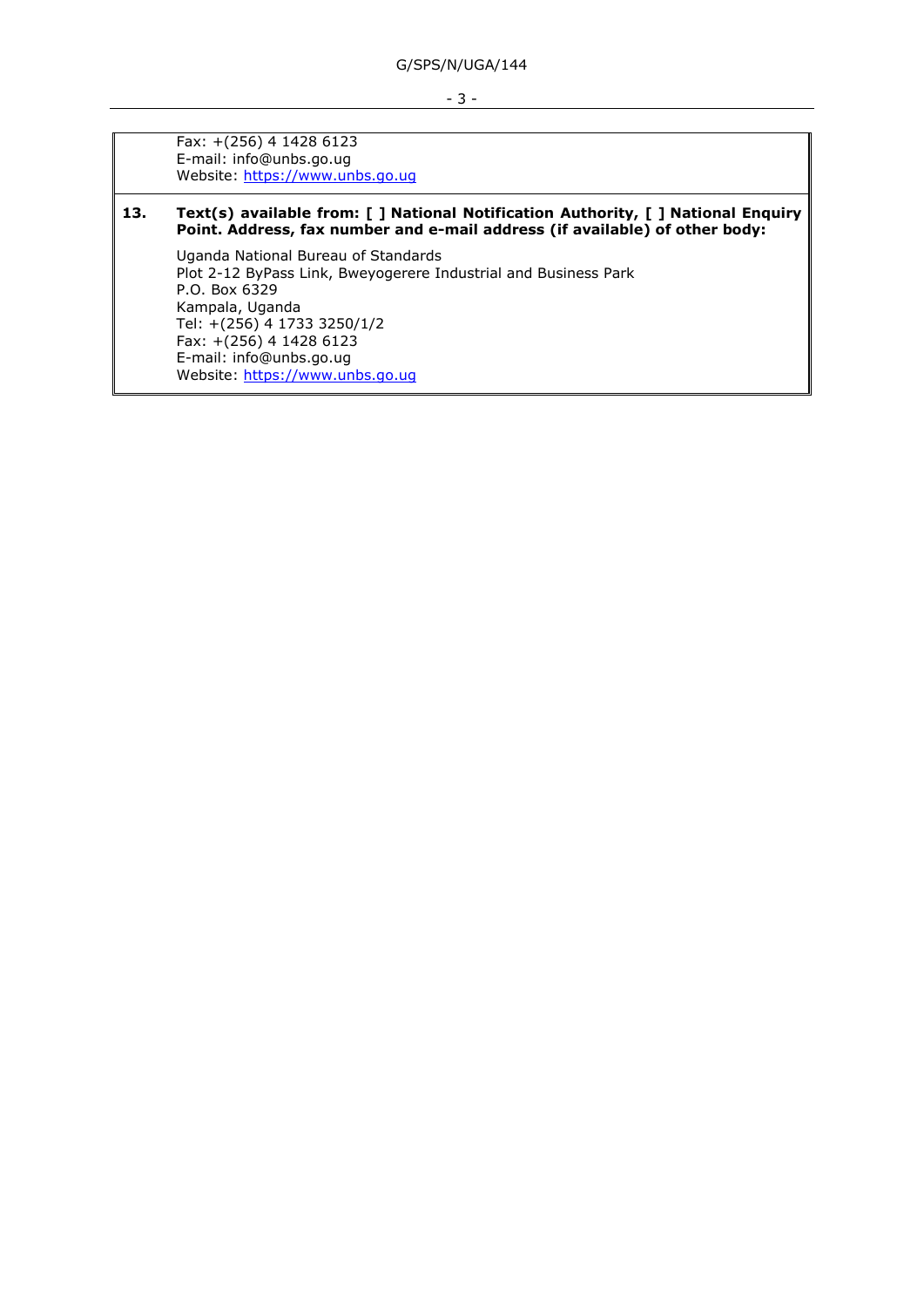Fax: +(256) 4 1428 6123
E-mail: info@unbs.go.ug
Website: [https://www.unbs.go.ug](https://www.unbs.go.ug)

**13. Text(s) available from: [ ] National Notification Authority, [ ] National Enquiry Point. Address, fax number and e-mail address (if available) of other body:**

Uganda National Bureau of Standards
Plot 2-12 ByPass Link, Bweyogerere Industrial and Business Park
P.O. Box 6329
Kampala, Uganda
Tel: +(256) 4 1733 3250/1/2
Fax: +(256) 4 1428 6123
E-mail: info@unbs.go.ug
Website: [https://www.unbs.go.ug](https://www.unbs.go.ug)